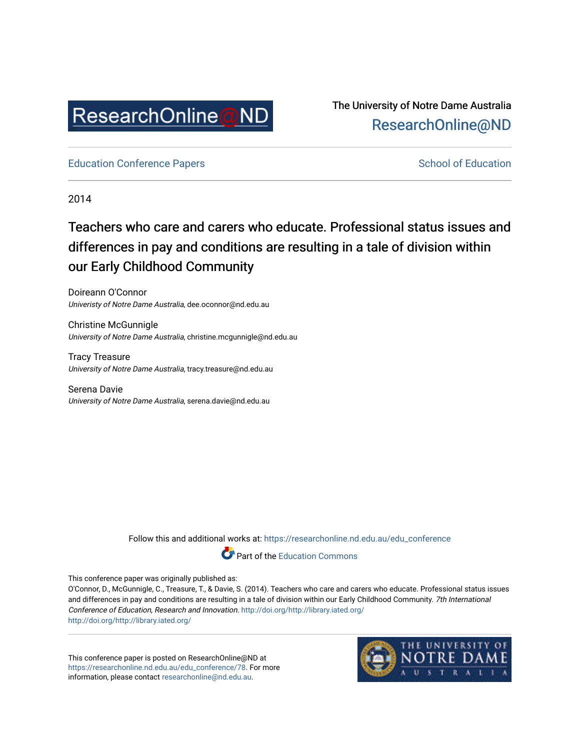ResearchOnline@ND

The University of Notre Dame Australia
ResearchOnline@ND

Education Conference Papers

School of Education

2014

# Teachers who care and carers who educate. Professional status issues and differences in pay and conditions are resulting in a tale of division within our Early Childhood Community

Doireann O'Connor
*Univeristy of Notre Dame Australia*, dee.oconnor@nd.edu.au

Christine McGunnigle
*University of Notre Dame Australia*, christine.mcgunnigle@nd.edu.au

Tracy Treasure
*University of Notre Dame Australia*, tracy.treasure@nd.edu.au

Serena Davie
*University of Notre Dame Australia*, serena.davie@nd.edu.au

Follow this and additional works at: https://researchonline.nd.edu.au/edu_conference

Part of the Education Commons

This conference paper was originally published as:
O'Connor, D., McGunnigle, C., Treasure, T., & Davie, S. (2014). Teachers who care and carers who educate. Professional status issues and differences in pay and conditions are resulting in a tale of division within our Early Childhood Community. *7th International Conference of Education, Research and Innovation.* http://doi.org/http://library.iated.org/
http://doi.org/http://library.iated.org/

This conference paper is posted on ResearchOnline@ND at https://researchonline.nd.edu.au/edu_conference/78. For more information, please contact researchonline@nd.edu.au.

THE UNIVERSITY OF NOTRE DAME AUSTRALIA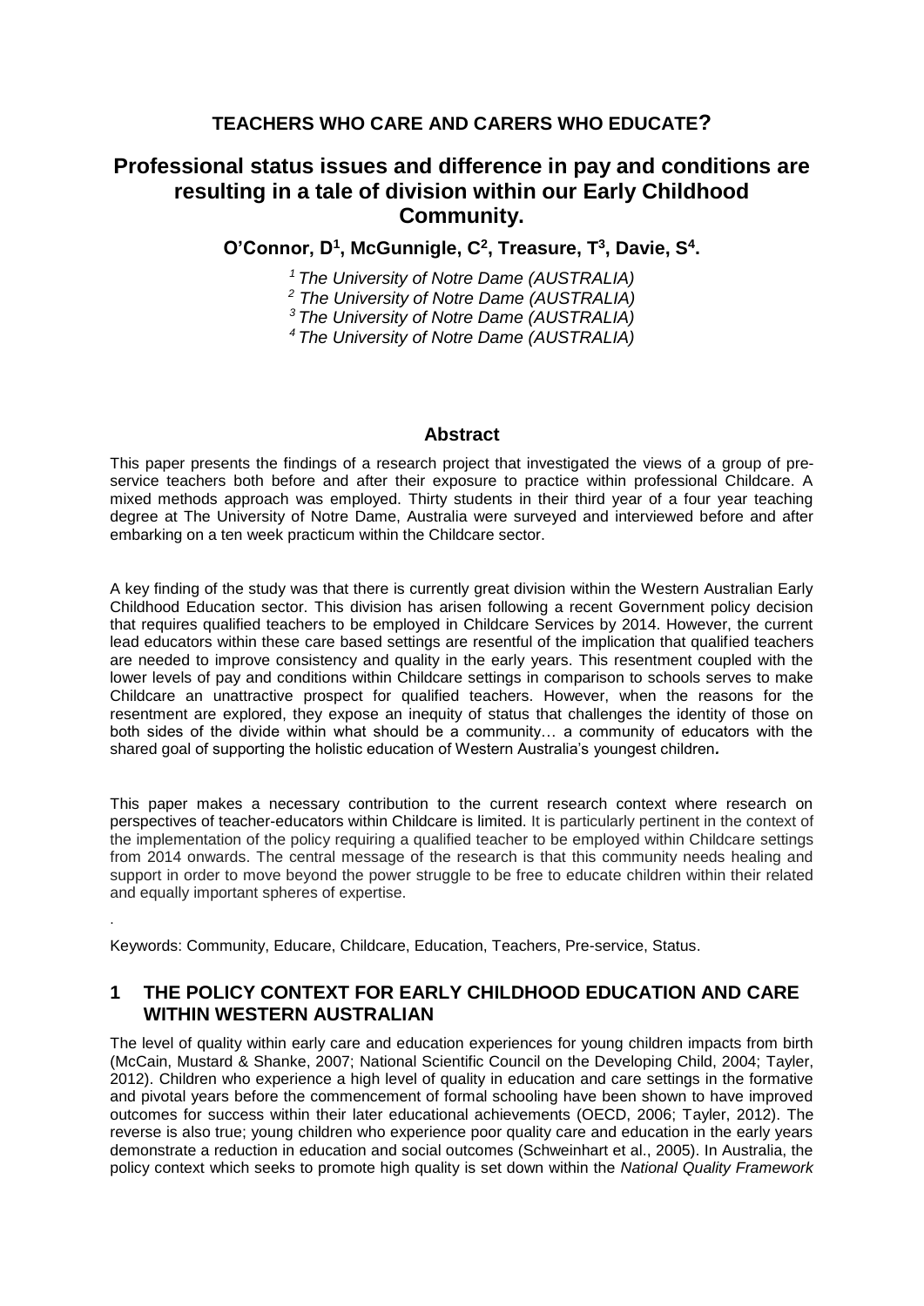# TEACHERS WHO CARE AND CARERS WHO EDUCATE?

## Professional status issues and difference in pay and conditions are resulting in a tale of division within our Early Childhood Community.

**O'Connor, D[1], McGunnigle, C[2], Treasure, T[3], Davie, S[4].**

*[1] The University of Notre Dame (AUSTRALIA)*
*[2] The University of Notre Dame (AUSTRALIA)*
*[3] The University of Notre Dame (AUSTRALIA)*
*[4] The University of Notre Dame (AUSTRALIA)*

### Abstract

This paper presents the findings of a research project that investigated the views of a group of pre-service teachers both before and after their exposure to practice within professional Childcare. A mixed methods approach was employed. Thirty students in their third year of a four year teaching degree at The University of Notre Dame, Australia were surveyed and interviewed before and after embarking on a ten week practicum within the Childcare sector.

A key finding of the study was that there is currently great division within the Western Australian Early Childhood Education sector. This division has arisen following a recent Government policy decision that requires qualified teachers to be employed in Childcare Services by 2014. However, the current lead educators within these care based settings are resentful of the implication that qualified teachers are needed to improve consistency and quality in the early years. This resentment coupled with the lower levels of pay and conditions within Childcare settings in comparison to schools serves to make Childcare an unattractive prospect for qualified teachers. However, when the reasons for the resentment are explored, they expose an inequity of status that challenges the identity of those on both sides of the divide within what should be a community… a community of educators with the shared goal of supporting the holistic education of Western Australia's youngest children**.**

This paper makes a necessary contribution to the current research context where research on perspectives of teacher-educators within Childcare is limited. It is particularly pertinent in the context of the implementation of the policy requiring a qualified teacher to be employed within Childcare settings from 2014 onwards. The central message of the research is that this community needs healing and support in order to move beyond the power struggle to be free to educate children within their related and equally important spheres of expertise.

.

Keywords: Community, Educare, Childcare, Education, Teachers, Pre-service, Status.

## 1 THE POLICY CONTEXT FOR EARLY CHILDHOOD EDUCATION AND CARE WITHIN WESTERN AUSTRALIAN

The level of quality within early care and education experiences for young children impacts from birth (McCain, Mustard & Shanke, 2007; National Scientific Council on the Developing Child, 2004; Tayler, 2012). Children who experience a high level of quality in education and care settings in the formative and pivotal years before the commencement of formal schooling have been shown to have improved outcomes for success within their later educational achievements (OECD, 2006; Tayler, 2012). The reverse is also true; young children who experience poor quality care and education in the early years demonstrate a reduction in education and social outcomes (Schweinhart et al., 2005). In Australia, the policy context which seeks to promote high quality is set down within the *National Quality Framework*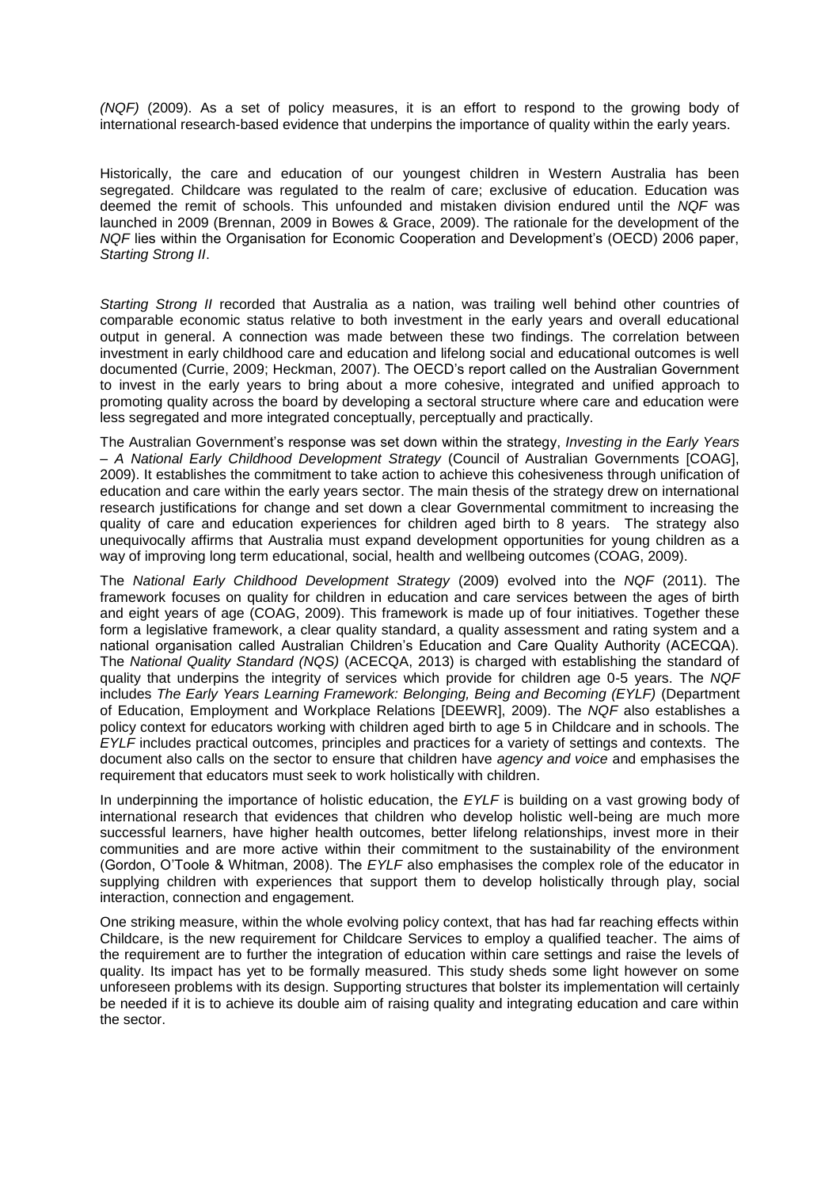*(NQF)* (2009). As a set of policy measures, it is an effort to respond to the growing body of international research-based evidence that underpins the importance of quality within the early years.

Historically, the care and education of our youngest children in Western Australia has been segregated. Childcare was regulated to the realm of care; exclusive of education. Education was deemed the remit of schools. This unfounded and mistaken division endured until the *NQF* was launched in 2009 (Brennan, 2009 in Bowes & Grace, 2009). The rationale for the development of the *NQF* lies within the Organisation for Economic Cooperation and Development's (OECD) 2006 paper, *Starting Strong II*.

*Starting Strong II* recorded that Australia as a nation, was trailing well behind other countries of comparable economic status relative to both investment in the early years and overall educational output in general. A connection was made between these two findings. The correlation between investment in early childhood care and education and lifelong social and educational outcomes is well documented (Currie, 2009; Heckman, 2007). The OECD's report called on the Australian Government to invest in the early years to bring about a more cohesive, integrated and unified approach to promoting quality across the board by developing a sectoral structure where care and education were less segregated and more integrated conceptually, perceptually and practically.

The Australian Government's response was set down within the strategy, *Investing in the Early Years – A National Early Childhood Development Strategy* (Council of Australian Governments [COAG], 2009). It establishes the commitment to take action to achieve this cohesiveness through unification of education and care within the early years sector. The main thesis of the strategy drew on international research justifications for change and set down a clear Governmental commitment to increasing the quality of care and education experiences for children aged birth to 8 years. The strategy also unequivocally affirms that Australia must expand development opportunities for young children as a way of improving long term educational, social, health and wellbeing outcomes (COAG, 2009).

The *National Early Childhood Development Strategy* (2009) evolved into the *NQF* (2011). The framework focuses on quality for children in education and care services between the ages of birth and eight years of age (COAG, 2009). This framework is made up of four initiatives. Together these form a legislative framework, a clear quality standard, a quality assessment and rating system and a national organisation called Australian Children's Education and Care Quality Authority (ACECQA). The *National Quality Standard (NQS)* (ACECQA, 2013) is charged with establishing the standard of quality that underpins the integrity of services which provide for children age 0-5 years. The *NQF* includes *The Early Years Learning Framework: Belonging, Being and Becoming (EYLF)* (Department of Education, Employment and Workplace Relations [DEEWR], 2009). The *NQF* also establishes a policy context for educators working with children aged birth to age 5 in Childcare and in schools. The *EYLF* includes practical outcomes, principles and practices for a variety of settings and contexts. The document also calls on the sector to ensure that children have *agency and voice* and emphasises the requirement that educators must seek to work holistically with children.

In underpinning the importance of holistic education, the *EYLF* is building on a vast growing body of international research that evidences that children who develop holistic well-being are much more successful learners, have higher health outcomes, better lifelong relationships, invest more in their communities and are more active within their commitment to the sustainability of the environment (Gordon, O'Toole & Whitman, 2008). The *EYLF* also emphasises the complex role of the educator in supplying children with experiences that support them to develop holistically through play, social interaction, connection and engagement.

One striking measure, within the whole evolving policy context, that has had far reaching effects within Childcare, is the new requirement for Childcare Services to employ a qualified teacher. The aims of the requirement are to further the integration of education within care settings and raise the levels of quality. Its impact has yet to be formally measured. This study sheds some light however on some unforeseen problems with its design. Supporting structures that bolster its implementation will certainly be needed if it is to achieve its double aim of raising quality and integrating education and care within the sector.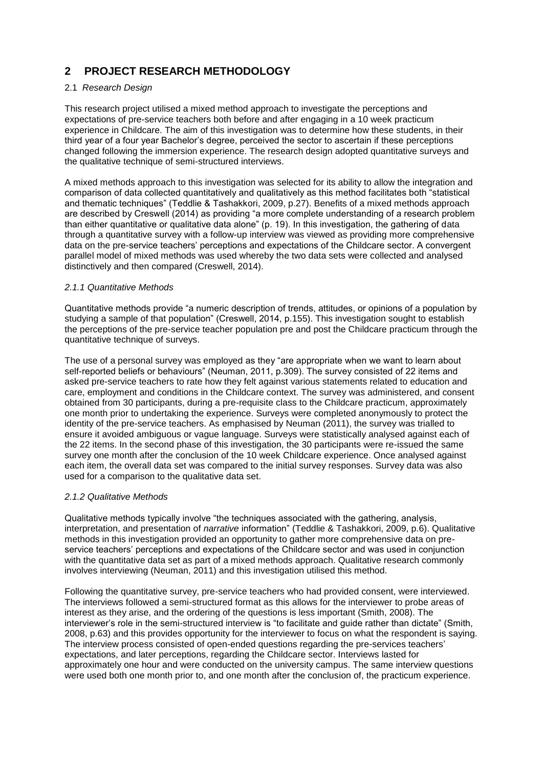## 2 PROJECT RESEARCH METHODOLOGY

### 2.1 *Research Design*

This research project utilised a mixed method approach to investigate the perceptions and expectations of pre-service teachers both before and after engaging in a 10 week practicum experience in Childcare. The aim of this investigation was to determine how these students, in their third year of a four year Bachelor's degree, perceived the sector to ascertain if these perceptions changed following the immersion experience. The research design adopted quantitative surveys and the qualitative technique of semi-structured interviews.

A mixed methods approach to this investigation was selected for its ability to allow the integration and comparison of data collected quantitatively and qualitatively as this method facilitates both "statistical and thematic techniques" (Teddlie & Tashakkori, 2009, p.27). Benefits of a mixed methods approach are described by Creswell (2014) as providing "a more complete understanding of a research problem than either quantitative or qualitative data alone" (p. 19). In this investigation, the gathering of data through a quantitative survey with a follow-up interview was viewed as providing more comprehensive data on the pre-service teachers' perceptions and expectations of the Childcare sector. A convergent parallel model of mixed methods was used whereby the two data sets were collected and analysed distinctively and then compared (Creswell, 2014).

#### *2.1.1 Quantitative Methods*

Quantitative methods provide "a numeric description of trends, attitudes, or opinions of a population by studying a sample of that population" (Creswell, 2014, p.155). This investigation sought to establish the perceptions of the pre-service teacher population pre and post the Childcare practicum through the quantitative technique of surveys.

The use of a personal survey was employed as they "are appropriate when we want to learn about self-reported beliefs or behaviours" (Neuman, 2011, p.309). The survey consisted of 22 items and asked pre-service teachers to rate how they felt against various statements related to education and care, employment and conditions in the Childcare context. The survey was administered, and consent obtained from 30 participants, during a pre-requisite class to the Childcare practicum, approximately one month prior to undertaking the experience. Surveys were completed anonymously to protect the identity of the pre-service teachers. As emphasised by Neuman (2011), the survey was trialled to ensure it avoided ambiguous or vague language. Surveys were statistically analysed against each of the 22 items. In the second phase of this investigation, the 30 participants were re-issued the same survey one month after the conclusion of the 10 week Childcare experience. Once analysed against each item, the overall data set was compared to the initial survey responses. Survey data was also used for a comparison to the qualitative data set.

#### *2.1.2 Qualitative Methods*

Qualitative methods typically involve "the techniques associated with the gathering, analysis, interpretation, and presentation of *narrative* information" (Teddlie & Tashakkori, 2009, p.6). Qualitative methods in this investigation provided an opportunity to gather more comprehensive data on pre-service teachers' perceptions and expectations of the Childcare sector and was used in conjunction with the quantitative data set as part of a mixed methods approach. Qualitative research commonly involves interviewing (Neuman, 2011) and this investigation utilised this method.

Following the quantitative survey, pre-service teachers who had provided consent, were interviewed. The interviews followed a semi-structured format as this allows for the interviewer to probe areas of interest as they arise, and the ordering of the questions is less important (Smith, 2008). The interviewer's role in the semi-structured interview is "to facilitate and guide rather than dictate" (Smith, 2008, p.63) and this provides opportunity for the interviewer to focus on what the respondent is saying. The interview process consisted of open-ended questions regarding the pre-services teachers' expectations, and later perceptions, regarding the Childcare sector. Interviews lasted for approximately one hour and were conducted on the university campus. The same interview questions were used both one month prior to, and one month after the conclusion of, the practicum experience.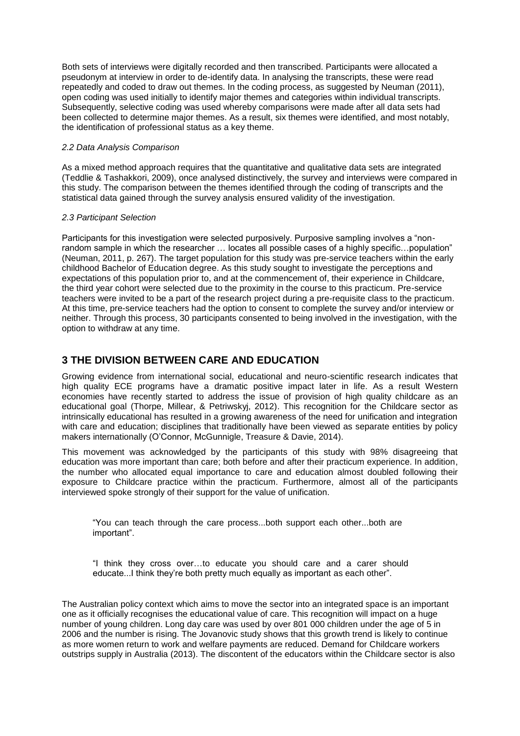Both sets of interviews were digitally recorded and then transcribed. Participants were allocated a pseudonym at interview in order to de-identify data. In analysing the transcripts, these were read repeatedly and coded to draw out themes. In the coding process, as suggested by Neuman (2011), open coding was used initially to identify major themes and categories within individual transcripts. Subsequently, selective coding was used whereby comparisons were made after all data sets had been collected to determine major themes. As a result, six themes were identified, and most notably, the identification of professional status as a key theme.

### *2.2 Data Analysis Comparison*

As a mixed method approach requires that the quantitative and qualitative data sets are integrated (Teddlie & Tashakkori, 2009), once analysed distinctively, the survey and interviews were compared in this study. The comparison between the themes identified through the coding of transcripts and the statistical data gained through the survey analysis ensured validity of the investigation.

### *2.3 Participant Selection*

Participants for this investigation were selected purposively. Purposive sampling involves a "non-random sample in which the researcher … locates all possible cases of a highly specific…population" (Neuman, 2011, p. 267). The target population for this study was pre-service teachers within the early childhood Bachelor of Education degree. As this study sought to investigate the perceptions and expectations of this population prior to, and at the commencement of, their experience in Childcare, the third year cohort were selected due to the proximity in the course to this practicum. Pre-service teachers were invited to be a part of the research project during a pre-requisite class to the practicum. At this time, pre-service teachers had the option to consent to complete the survey and/or interview or neither. Through this process, 30 participants consented to being involved in the investigation, with the option to withdraw at any time.

## 3 THE DIVISION BETWEEN CARE AND EDUCATION

Growing evidence from international social, educational and neuro-scientific research indicates that high quality ECE programs have a dramatic positive impact later in life. As a result Western economies have recently started to address the issue of provision of high quality childcare as an educational goal (Thorpe, Millear, & Petriwskyj, 2012). This recognition for the Childcare sector as intrinsically educational has resulted in a growing awareness of the need for unification and integration with care and education; disciplines that traditionally have been viewed as separate entities by policy makers internationally (O'Connor, McGunnigle, Treasure & Davie, 2014).

This movement was acknowledged by the participants of this study with 98% disagreeing that education was more important than care; both before and after their practicum experience. In addition, the number who allocated equal importance to care and education almost doubled following their exposure to Childcare practice within the practicum. Furthermore, almost all of the participants interviewed spoke strongly of their support for the value of unification.

> "You can teach through the care process...both support each other...both are important".

> "I think they cross over…to educate you should care and a carer should educate...I think they're both pretty much equally as important as each other".

The Australian policy context which aims to move the sector into an integrated space is an important one as it officially recognises the educational value of care. This recognition will impact on a huge number of young children. Long day care was used by over 801 000 children under the age of 5 in 2006 and the number is rising. The Jovanovic study shows that this growth trend is likely to continue as more women return to work and welfare payments are reduced. Demand for Childcare workers outstrips supply in Australia (2013). The discontent of the educators within the Childcare sector is also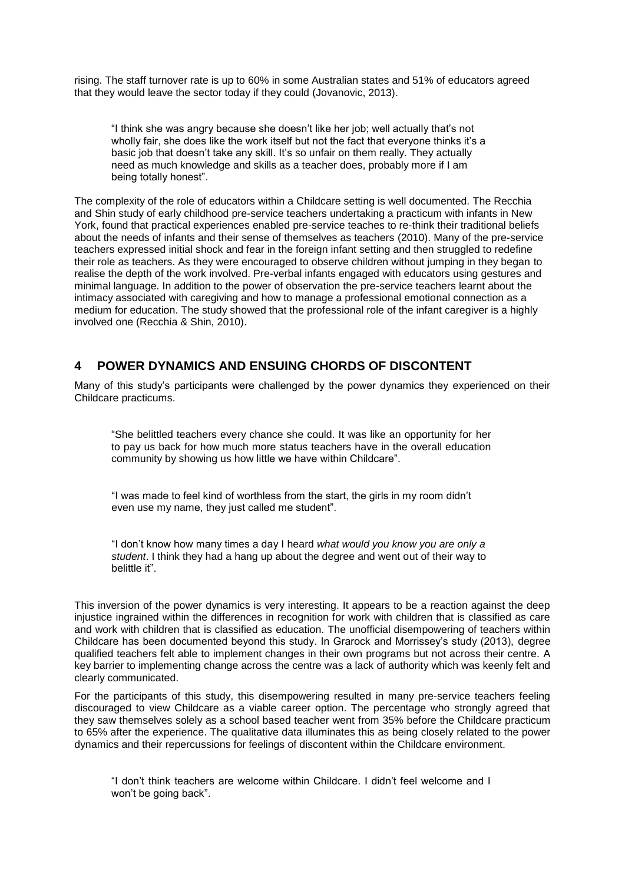rising. The staff turnover rate is up to 60% in some Australian states and 51% of educators agreed that they would leave the sector today if they could (Jovanovic, 2013).

> "I think she was angry because she doesn't like her job; well actually that's not wholly fair, she does like the work itself but not the fact that everyone thinks it's a basic job that doesn't take any skill. It's so unfair on them really. They actually need as much knowledge and skills as a teacher does, probably more if I am being totally honest".

The complexity of the role of educators within a Childcare setting is well documented. The Recchia and Shin study of early childhood pre-service teachers undertaking a practicum with infants in New York, found that practical experiences enabled pre-service teaches to re-think their traditional beliefs about the needs of infants and their sense of themselves as teachers (2010). Many of the pre-service teachers expressed initial shock and fear in the foreign infant setting and then struggled to redefine their role as teachers. As they were encouraged to observe children without jumping in they began to realise the depth of the work involved. Pre-verbal infants engaged with educators using gestures and minimal language. In addition to the power of observation the pre-service teachers learnt about the intimacy associated with caregiving and how to manage a professional emotional connection as a medium for education. The study showed that the professional role of the infant caregiver is a highly involved one (Recchia & Shin, 2010).

## 4 POWER DYNAMICS AND ENSUING CHORDS OF DISCONTENT

Many of this study's participants were challenged by the power dynamics they experienced on their Childcare practicums.

> "She belittled teachers every chance she could. It was like an opportunity for her to pay us back for how much more status teachers have in the overall education community by showing us how little we have within Childcare".

> "I was made to feel kind of worthless from the start, the girls in my room didn't even use my name, they just called me student".

> "I don't know how many times a day I heard *what would you know you are only a student*. I think they had a hang up about the degree and went out of their way to belittle it".

This inversion of the power dynamics is very interesting. It appears to be a reaction against the deep injustice ingrained within the differences in recognition for work with children that is classified as care and work with children that is classified as education. The unofficial disempowering of teachers within Childcare has been documented beyond this study. In Grarock and Morrissey's study (2013), degree qualified teachers felt able to implement changes in their own programs but not across their centre. A key barrier to implementing change across the centre was a lack of authority which was keenly felt and clearly communicated.

For the participants of this study, this disempowering resulted in many pre-service teachers feeling discouraged to view Childcare as a viable career option. The percentage who strongly agreed that they saw themselves solely as a school based teacher went from 35% before the Childcare practicum to 65% after the experience. The qualitative data illuminates this as being closely related to the power dynamics and their repercussions for feelings of discontent within the Childcare environment.

> "I don't think teachers are welcome within Childcare. I didn't feel welcome and I won't be going back".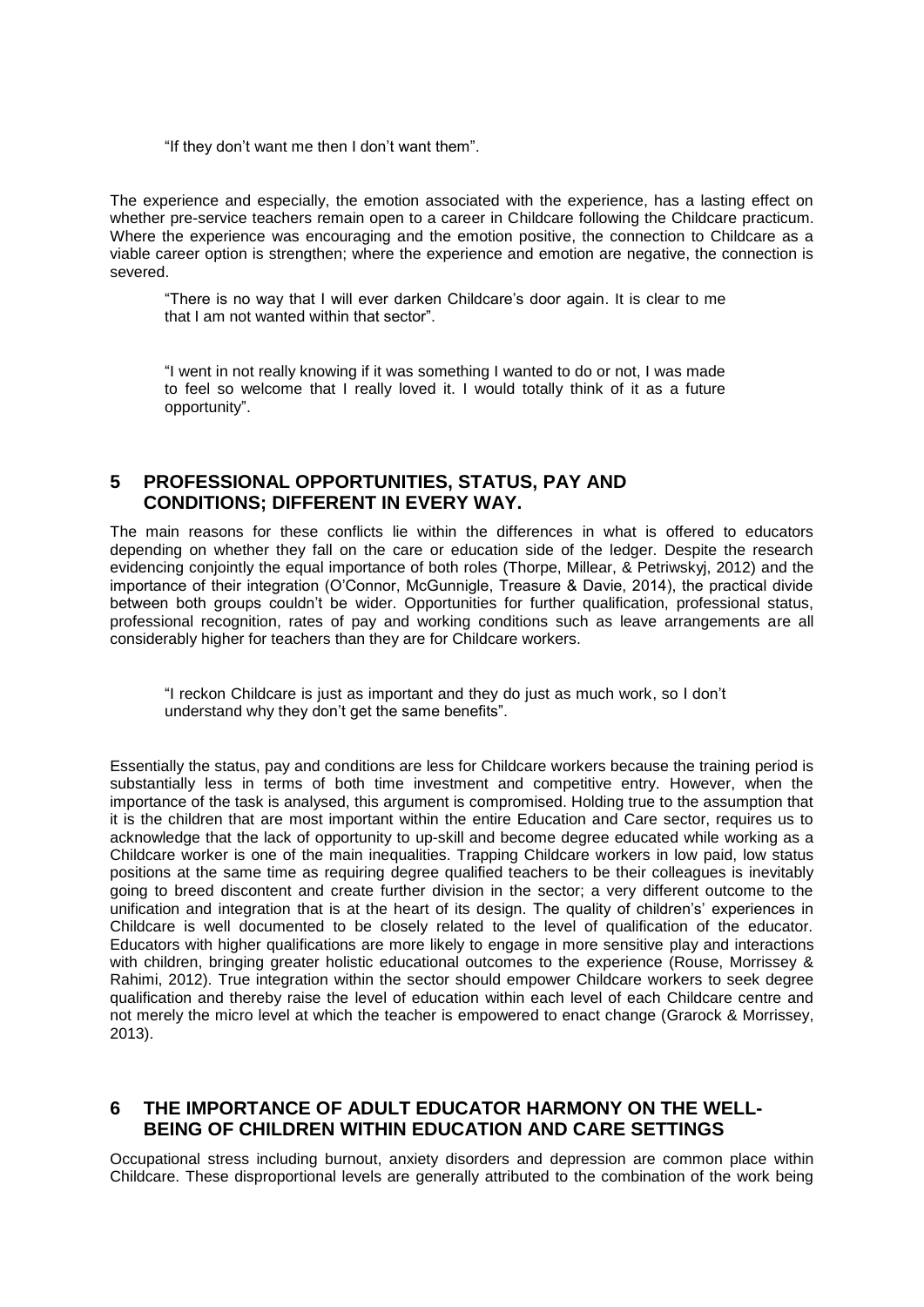> "If they don't want me then I don't want them".

The experience and especially, the emotion associated with the experience, has a lasting effect on whether pre-service teachers remain open to a career in Childcare following the Childcare practicum. Where the experience was encouraging and the emotion positive, the connection to Childcare as a viable career option is strengthen; where the experience and emotion are negative, the connection is severed.

> "There is no way that I will ever darken Childcare's door again. It is clear to me that I am not wanted within that sector".

> "I went in not really knowing if it was something I wanted to do or not, I was made to feel so welcome that I really loved it. I would totally think of it as a future opportunity".

## 5 PROFESSIONAL OPPORTUNITIES, STATUS, PAY AND CONDITIONS; DIFFERENT IN EVERY WAY.

The main reasons for these conflicts lie within the differences in what is offered to educators depending on whether they fall on the care or education side of the ledger. Despite the research evidencing conjointly the equal importance of both roles (Thorpe, Millear, & Petriwskyj, 2012) and the importance of their integration (O'Connor, McGunnigle, Treasure & Davie, 2014), the practical divide between both groups couldn't be wider. Opportunities for further qualification, professional status, professional recognition, rates of pay and working conditions such as leave arrangements are all considerably higher for teachers than they are for Childcare workers.

> "I reckon Childcare is just as important and they do just as much work, so I don't understand why they don't get the same benefits".

Essentially the status, pay and conditions are less for Childcare workers because the training period is substantially less in terms of both time investment and competitive entry. However, when the importance of the task is analysed, this argument is compromised. Holding true to the assumption that it is the children that are most important within the entire Education and Care sector, requires us to acknowledge that the lack of opportunity to up-skill and become degree educated while working as a Childcare worker is one of the main inequalities. Trapping Childcare workers in low paid, low status positions at the same time as requiring degree qualified teachers to be their colleagues is inevitably going to breed discontent and create further division in the sector; a very different outcome to the unification and integration that is at the heart of its design. The quality of children's' experiences in Childcare is well documented to be closely related to the level of qualification of the educator. Educators with higher qualifications are more likely to engage in more sensitive play and interactions with children, bringing greater holistic educational outcomes to the experience (Rouse, Morrissey & Rahimi, 2012). True integration within the sector should empower Childcare workers to seek degree qualification and thereby raise the level of education within each level of each Childcare centre and not merely the micro level at which the teacher is empowered to enact change (Grarock & Morrissey, 2013).

## 6 THE IMPORTANCE OF ADULT EDUCATOR HARMONY ON THE WELL-BEING OF CHILDREN WITHIN EDUCATION AND CARE SETTINGS

Occupational stress including burnout, anxiety disorders and depression are common place within Childcare. These disproportional levels are generally attributed to the combination of the work being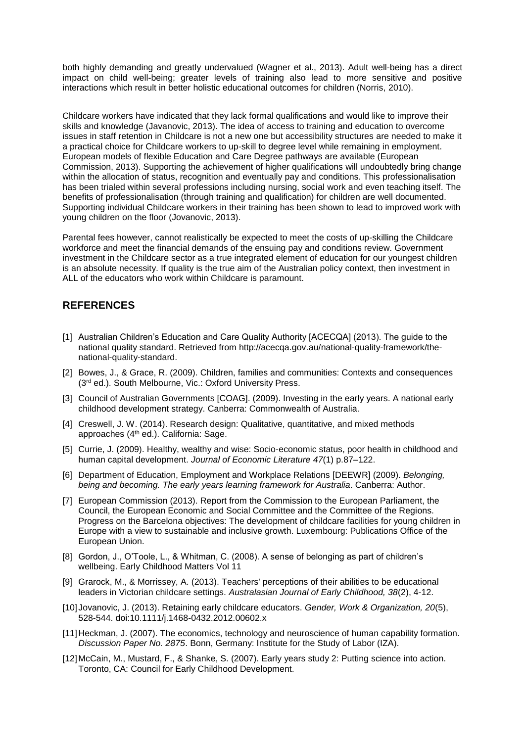both highly demanding and greatly undervalued (Wagner et al., 2013). Adult well-being has a direct impact on child well-being; greater levels of training also lead to more sensitive and positive interactions which result in better holistic educational outcomes for children (Norris, 2010).

Childcare workers have indicated that they lack formal qualifications and would like to improve their skills and knowledge (Javanovic, 2013). The idea of access to training and education to overcome issues in staff retention in Childcare is not a new one but accessibility structures are needed to make it a practical choice for Childcare workers to up-skill to degree level while remaining in employment. European models of flexible Education and Care Degree pathways are available (European Commission, 2013). Supporting the achievement of higher qualifications will undoubtedly bring change within the allocation of status, recognition and eventually pay and conditions. This professionalisation has been trialed within several professions including nursing, social work and even teaching itself. The benefits of professionalisation (through training and qualification) for children are well documented. Supporting individual Childcare workers in their training has been shown to lead to improved work with young children on the floor (Jovanovic, 2013).

Parental fees however, cannot realistically be expected to meet the costs of up-skilling the Childcare workforce and meet the financial demands of the ensuing pay and conditions review. Government investment in the Childcare sector as a true integrated element of education for our youngest children is an absolute necessity. If quality is the true aim of the Australian policy context, then investment in ALL of the educators who work within Childcare is paramount.

## REFERENCES

[1] Australian Children's Education and Care Quality Authority [ACECQA] (2013). The guide to the national quality standard. Retrieved from http://acecqa.gov.au/national-quality-framework/the-national-quality-standard.

[2] Bowes, J., & Grace, R. (2009). Children, families and communities: Contexts and consequences (3rd ed.). South Melbourne, Vic.: Oxford University Press.

[3] Council of Australian Governments [COAG]. (2009). Investing in the early years. A national early childhood development strategy. Canberra: Commonwealth of Australia.

[4] Creswell, J. W. (2014). Research design: Qualitative, quantitative, and mixed methods approaches (4th ed.). California: Sage.

[5] Currie, J. (2009). Healthy, wealthy and wise: Socio-economic status, poor health in childhood and human capital development. *Journal of Economic Literature 47*(1) p.87–122.

[6] Department of Education, Employment and Workplace Relations [DEEWR] (2009). *Belonging, being and becoming. The early years learning framework for Australia*. Canberra: Author.

[7] European Commission (2013). Report from the Commission to the European Parliament, the Council, the European Economic and Social Committee and the Committee of the Regions. Progress on the Barcelona objectives: The development of childcare facilities for young children in Europe with a view to sustainable and inclusive growth. Luxembourg: Publications Office of the European Union.

[8] Gordon, J., O'Toole, L., & Whitman, C. (2008). A sense of belonging as part of children's wellbeing. Early Childhood Matters Vol 11

[9] Grarock, M., & Morrissey, A. (2013). Teachers' perceptions of their abilities to be educational leaders in Victorian childcare settings. *Australasian Journal of Early Childhood, 38*(2), 4-12.

[10] Jovanovic, J. (2013). Retaining early childcare educators. *Gender, Work & Organization, 20*(5), 528-544. doi:10.1111/j.1468-0432.2012.00602.x

[11] Heckman, J. (2007). The economics, technology and neuroscience of human capability formation. *Discussion Paper No. 2875*. Bonn, Germany: Institute for the Study of Labor (IZA).

[12] McCain, M., Mustard, F., & Shanke, S. (2007). Early years study 2: Putting science into action. Toronto, CA: Council for Early Childhood Development.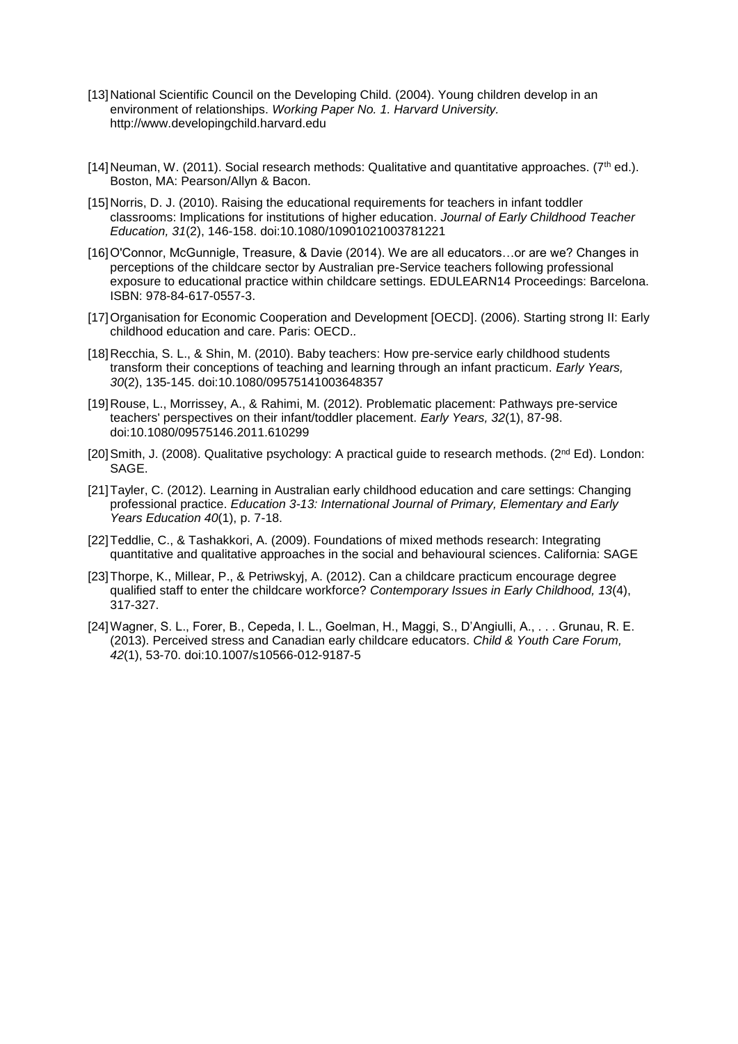[13] National Scientific Council on the Developing Child. (2004). Young children develop in an environment of relationships. *Working Paper No. 1. Harvard University.* http://www.developingchild.harvard.edu

[14] Neuman, W. (2011). Social research methods: Qualitative and quantitative approaches. (7th ed.). Boston, MA: Pearson/Allyn & Bacon.

[15] Norris, D. J. (2010). Raising the educational requirements for teachers in infant toddler classrooms: Implications for institutions of higher education. *Journal of Early Childhood Teacher Education, 31*(2), 146-158. doi:10.1080/10901021003781221

[16] O'Connor, McGunnigle, Treasure, & Davie (2014). We are all educators…or are we? Changes in perceptions of the childcare sector by Australian pre-Service teachers following professional exposure to educational practice within childcare settings. EDULEARN14 Proceedings: Barcelona. ISBN: 978-84-617-0557-3.

[17] Organisation for Economic Cooperation and Development [OECD]. (2006). Starting strong II: Early childhood education and care. Paris: OECD..

[18] Recchia, S. L., & Shin, M. (2010). Baby teachers: How pre-service early childhood students transform their conceptions of teaching and learning through an infant practicum. *Early Years, 30*(2), 135-145. doi:10.1080/09575141003648357

[19] Rouse, L., Morrissey, A., & Rahimi, M. (2012). Problematic placement: Pathways pre-service teachers' perspectives on their infant/toddler placement. *Early Years, 32*(1), 87-98. doi:10.1080/09575146.2011.610299

[20] Smith, J. (2008). Qualitative psychology: A practical guide to research methods. (2nd Ed). London: SAGE.

[21] Tayler, C. (2012). Learning in Australian early childhood education and care settings: Changing professional practice. *Education 3-13: International Journal of Primary, Elementary and Early Years Education 40*(1), p. 7-18.

[22] Teddlie, C., & Tashakkori, A. (2009). Foundations of mixed methods research: Integrating quantitative and qualitative approaches in the social and behavioural sciences. California: SAGE

[23] Thorpe, K., Millear, P., & Petriwskyj, A. (2012). Can a childcare practicum encourage degree qualified staff to enter the childcare workforce? *Contemporary Issues in Early Childhood, 13*(4), 317-327.

[24] Wagner, S. L., Forer, B., Cepeda, I. L., Goelman, H., Maggi, S., D'Angiulli, A., . . . Grunau, R. E. (2013). Perceived stress and Canadian early childcare educators. *Child & Youth Care Forum, 42*(1), 53-70. doi:10.1007/s10566-012-9187-5